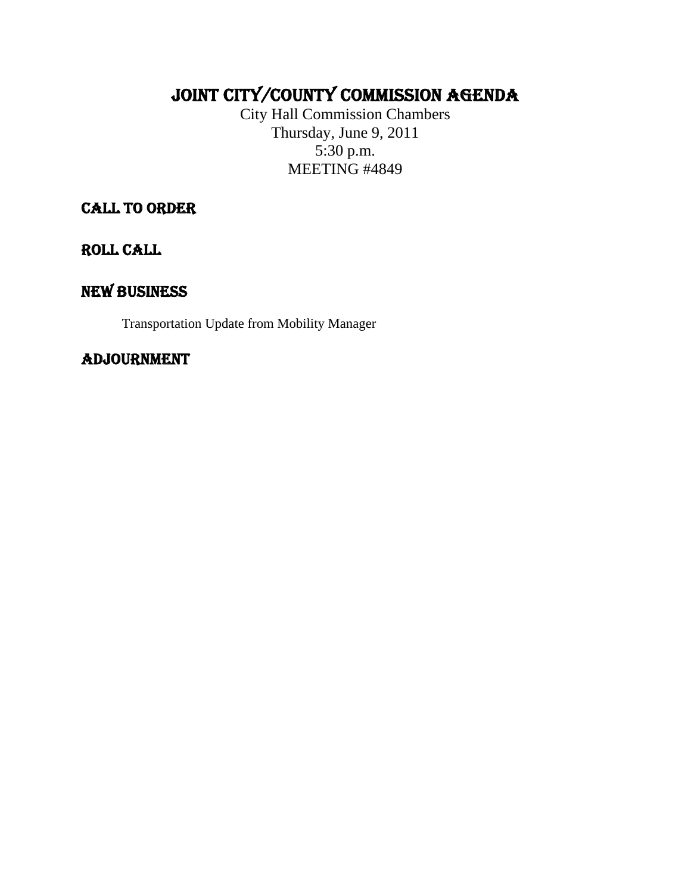# JOINT CITY/COUNTY COMMISSION AGENDA

City Hall Commission Chambers
Thursday, June 9, 2011
5:30 p.m.
MEETING #4849

## CALL TO ORDER

## ROLL CALL

## NEW BUSINESS

Transportation Update from Mobility Manager

## ADJOURNMENT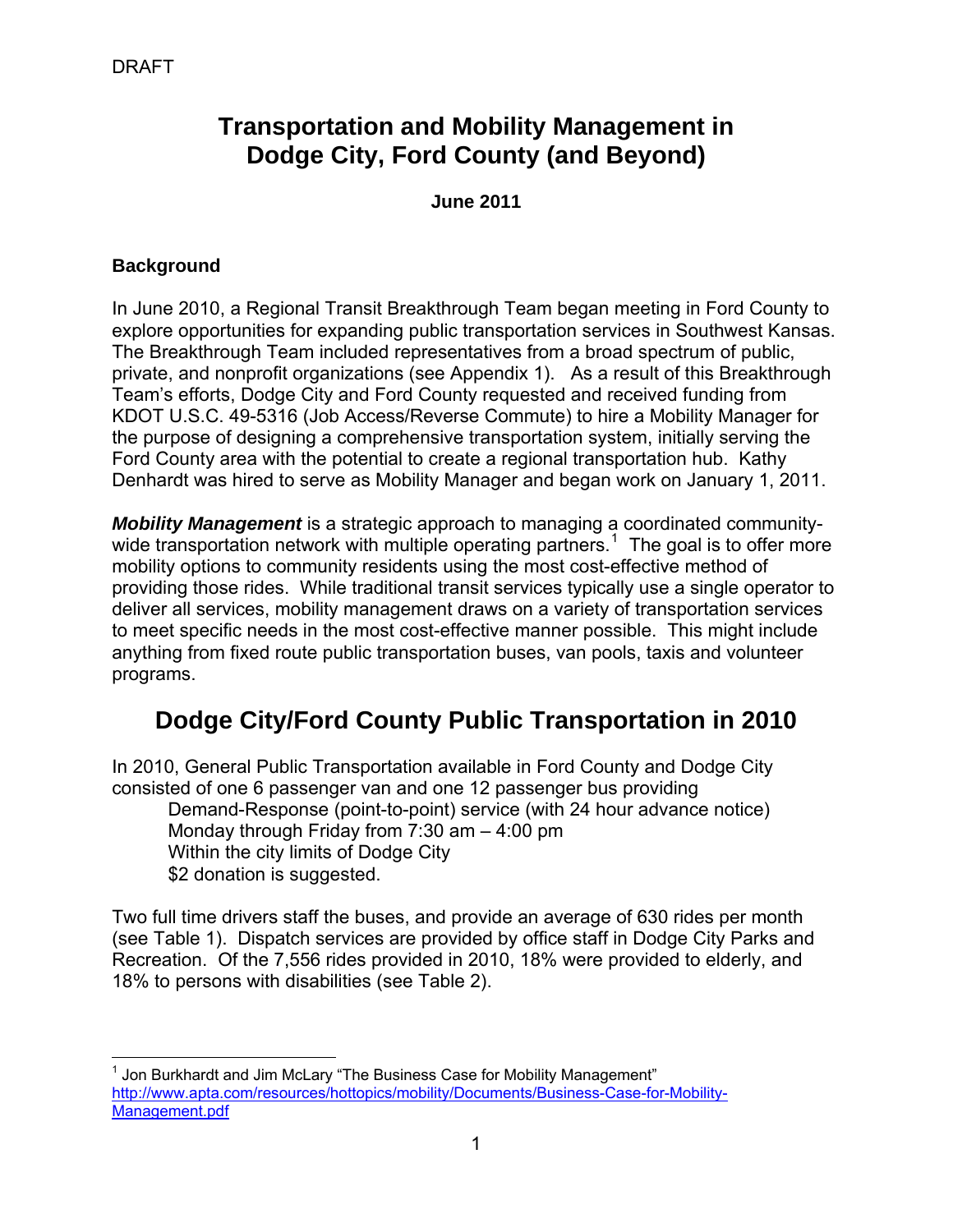DRAFT

# Transportation and Mobility Management in Dodge City, Ford County (and Beyond)

**June 2011**

## Background

In June 2010, a Regional Transit Breakthrough Team began meeting in Ford County to explore opportunities for expanding public transportation services in Southwest Kansas. The Breakthrough Team included representatives from a broad spectrum of public, private, and nonprofit organizations (see Appendix 1). As a result of this Breakthrough Team's efforts, Dodge City and Ford County requested and received funding from KDOT U.S.C. 49-5316 (Job Access/Reverse Commute) to hire a Mobility Manager for the purpose of designing a comprehensive transportation system, initially serving the Ford County area with the potential to create a regional transportation hub. Kathy Denhardt was hired to serve as Mobility Manager and began work on January 1, 2011.

***Mobility Management*** is a strategic approach to managing a coordinated community-wide transportation network with multiple operating partners.[1] The goal is to offer more mobility options to community residents using the most cost-effective method of providing those rides. While traditional transit services typically use a single operator to deliver all services, mobility management draws on a variety of transportation services to meet specific needs in the most cost-effective manner possible. This might include anything from fixed route public transportation buses, van pools, taxis and volunteer programs.

# Dodge City/Ford County Public Transportation in 2010

In 2010, General Public Transportation available in Ford County and Dodge City consisted of one 6 passenger van and one 12 passenger bus providing

Demand-Response (point-to-point) service (with 24 hour advance notice)
Monday through Friday from 7:30 am – 4:00 pm
Within the city limits of Dodge City
$2 donation is suggested.

Two full time drivers staff the buses, and provide an average of 630 rides per month (see Table 1). Dispatch services are provided by office staff in Dodge City Parks and Recreation. Of the 7,556 rides provided in 2010, 18% were provided to elderly, and 18% to persons with disabilities (see Table 2).

---

[1] Jon Burkhardt and Jim McLary "The Business Case for Mobility Management" http://www.apta.com/resources/hottopics/mobility/Documents/Business-Case-for-Mobility-Management.pdf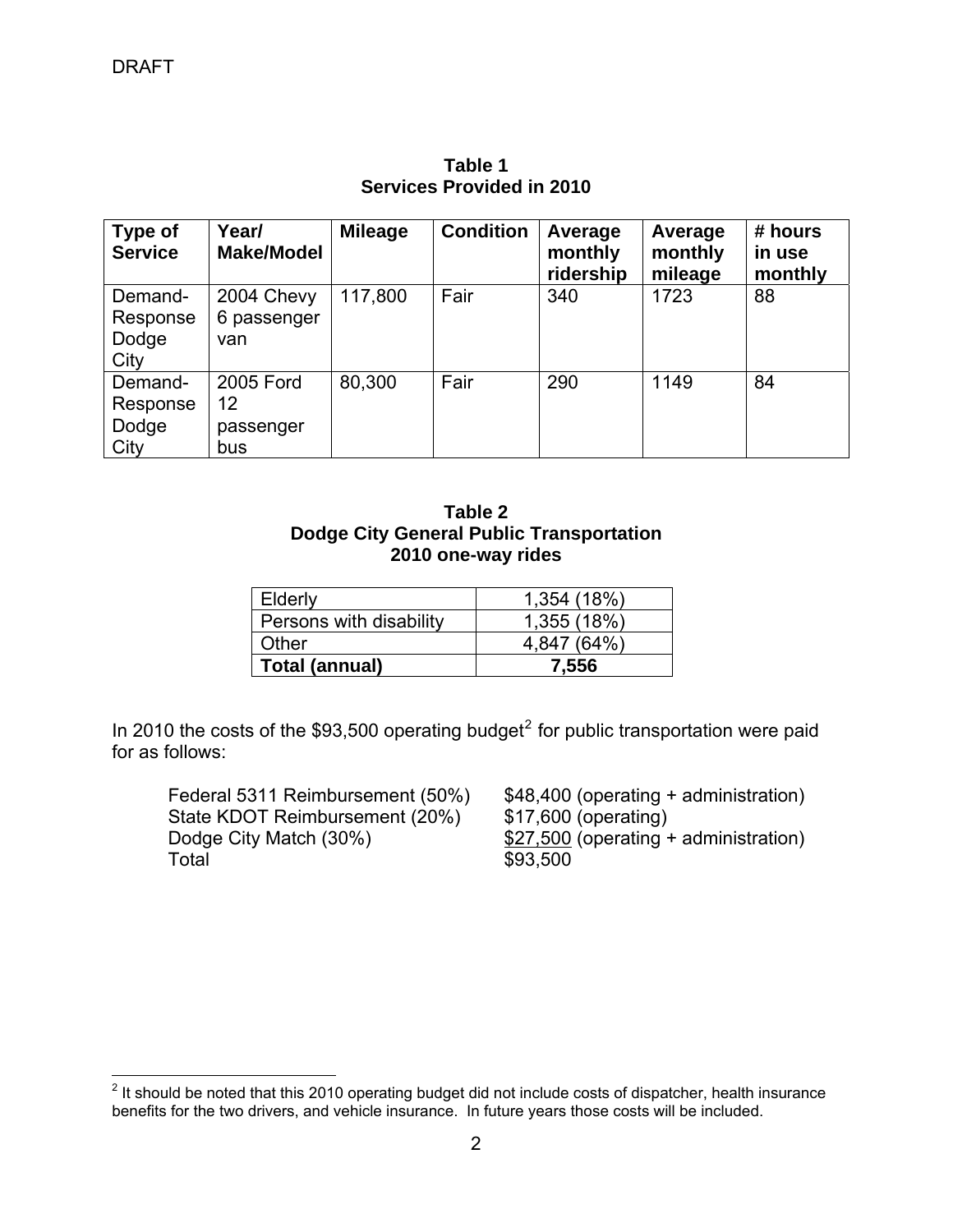DRAFT

**Table 1**
**Services Provided in 2010**

| Type of Service | Year/ Make/Model | Mileage | Condition | Average monthly ridership | Average monthly mileage | # hours in use monthly |
|---|---|---|---|---|---|---|
| Demand-Response Dodge City | 2004 Chevy 6 passenger van | 117,800 | Fair | 340 | 1723 | 88 |
| Demand-Response Dodge City | 2005 Ford 12 passenger bus | 80,300 | Fair | 290 | 1149 | 84 |

**Table 2**
**Dodge City General Public Transportation**
**2010 one-way rides**

| | |
|---|---|
| Elderly | 1,354 (18%) |
| Persons with disability | 1,355 (18%) |
| Other | 4,847 (64%) |
| **Total (annual)** | **7,556** |

In 2010 the costs of the $93,500 operating budget[2] for public transportation were paid for as follows:

| | |
|---|---|
| Federal 5311 Reimbursement (50%) | $48,400 (operating + administration) |
| State KDOT Reimbursement (20%) | $17,600 (operating) |
| Dodge City Match (30%) | $27,500 (operating + administration) |
| Total | $93,500 |

[2] It should be noted that this 2010 operating budget did not include costs of dispatcher, health insurance benefits for the two drivers, and vehicle insurance. In future years those costs will be included.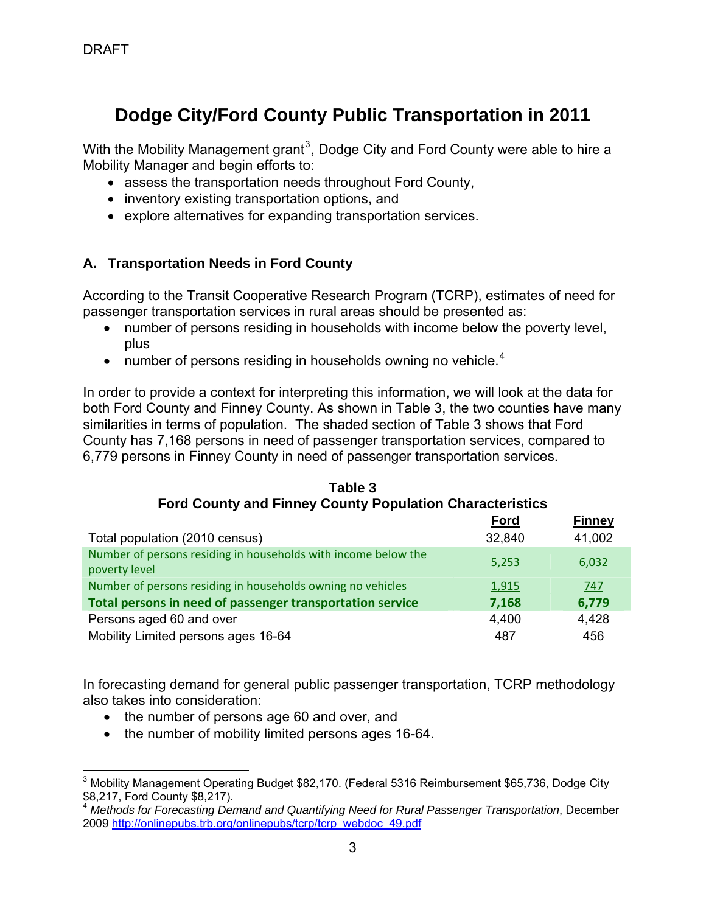DRAFT

# Dodge City/Ford County Public Transportation in 2011

With the Mobility Management grant[3], Dodge City and Ford County were able to hire a Mobility Manager and begin efforts to:

- assess the transportation needs throughout Ford County,
- inventory existing transportation options, and
- explore alternatives for expanding transportation services.

### A. Transportation Needs in Ford County

According to the Transit Cooperative Research Program (TCRP), estimates of need for passenger transportation services in rural areas should be presented as:

- number of persons residing in households with income below the poverty level, plus
- number of persons residing in households owning no vehicle.[4]

In order to provide a context for interpreting this information, we will look at the data for both Ford County and Finney County. As shown in Table 3, the two counties have many similarities in terms of population. The shaded section of Table 3 shows that Ford County has 7,168 persons in need of passenger transportation services, compared to 6,779 persons in Finney County in need of passenger transportation services.

**Table 3**
**Ford County and Finney County Population Characteristics**

| | Ford | Finney |
|---|---|---|
| Total population (2010 census) | 32,840 | 41,002 |
| Number of persons residing in households with income below the poverty level | 5,253 | 6,032 |
| Number of persons residing in households owning no vehicles | 1,915 | 747 |
| **Total persons in need of passenger transportation service** | **7,168** | **6,779** |
| Persons aged 60 and over | 4,400 | 4,428 |
| Mobility Limited persons ages 16-64 | 487 | 456 |

In forecasting demand for general public passenger transportation, TCRP methodology also takes into consideration:

- the number of persons age 60 and over, and
- the number of mobility limited persons ages 16-64.

---

[3] Mobility Management Operating Budget $82,170. (Federal 5316 Reimbursement $65,736, Dodge City $8,217, Ford County $8,217).

[4] *Methods for Forecasting Demand and Quantifying Need for Rural Passenger Transportation*, December 2009 http://onlinepubs.trb.org/onlinepubs/tcrp/tcrp_webdoc_49.pdf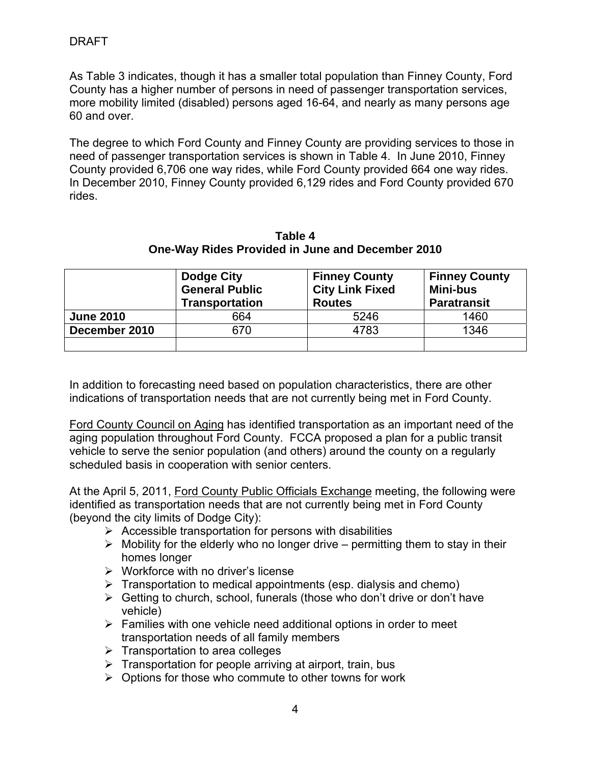DRAFT

As Table 3 indicates, though it has a smaller total population than Finney County, Ford County has a higher number of persons in need of passenger transportation services, more mobility limited (disabled) persons aged 16-64, and nearly as many persons age 60 and over.

The degree to which Ford County and Finney County are providing services to those in need of passenger transportation services is shown in Table 4. In June 2010, Finney County provided 6,706 one way rides, while Ford County provided 664 one way rides. In December 2010, Finney County provided 6,129 rides and Ford County provided 670 rides.

**Table 4**
**One-Way Rides Provided in June and December 2010**

| | Dodge City General Public Transportation | Finney County City Link Fixed Routes | Finney County Mini-bus Paratransit |
|---|---|---|---|
| **June 2010** | 664 | 5246 | 1460 |
| **December 2010** | 670 | 4783 | 1346 |
| | | | |

In addition to forecasting need based on population characteristics, there are other indications of transportation needs that are not currently being met in Ford County.

Ford County Council on Aging has identified transportation as an important need of the aging population throughout Ford County. FCCA proposed a plan for a public transit vehicle to serve the senior population (and others) around the county on a regularly scheduled basis in cooperation with senior centers.

At the April 5, 2011, Ford County Public Officials Exchange meeting, the following were identified as transportation needs that are not currently being met in Ford County (beyond the city limits of Dodge City):

- Accessible transportation for persons with disabilities
- Mobility for the elderly who no longer drive – permitting them to stay in their homes longer
- Workforce with no driver's license
- Transportation to medical appointments (esp. dialysis and chemo)
- Getting to church, school, funerals (those who don't drive or don't have vehicle)
- Families with one vehicle need additional options in order to meet transportation needs of all family members
- Transportation to area colleges
- Transportation for people arriving at airport, train, bus
- Options for those who commute to other towns for work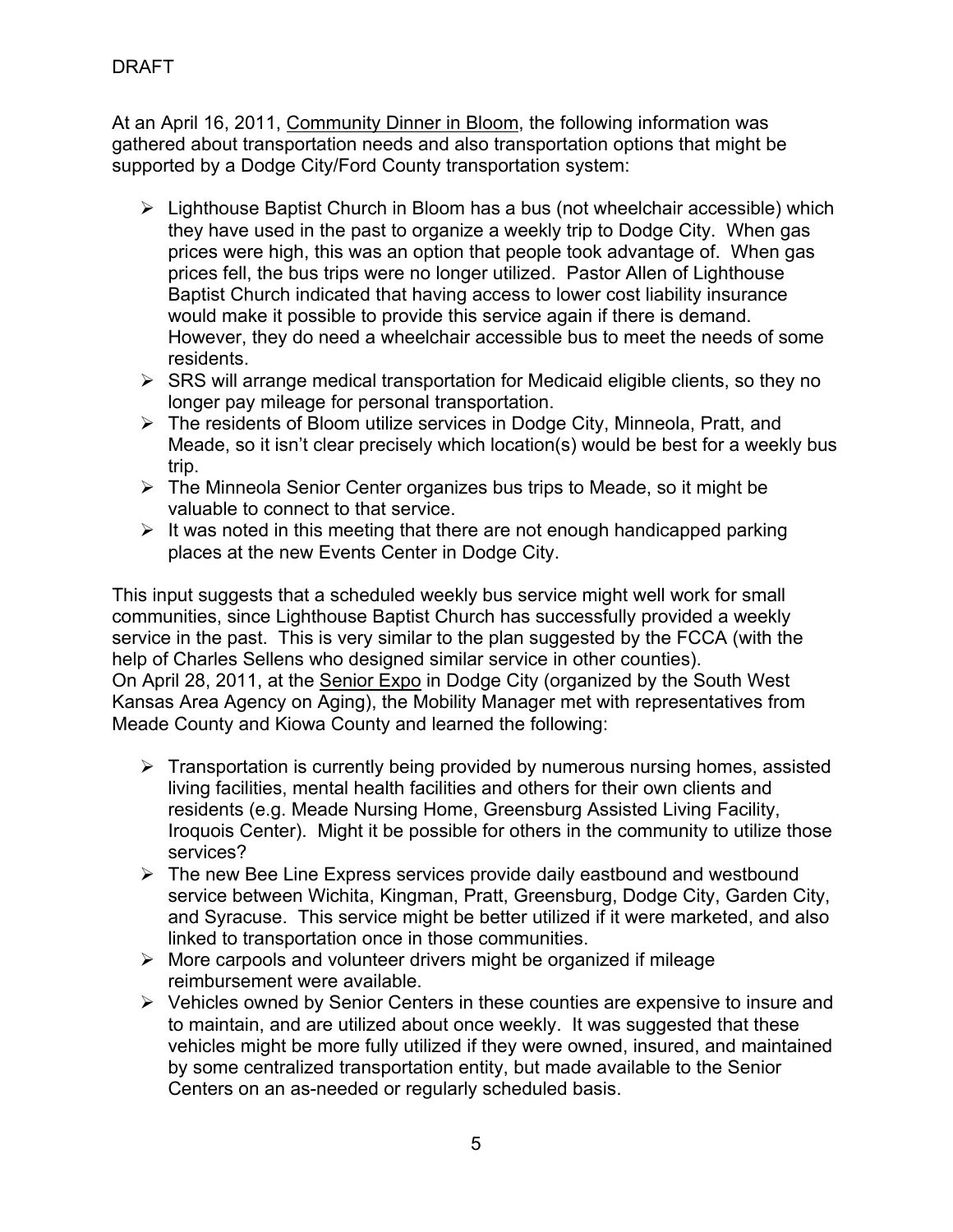DRAFT

At an April 16, 2011, Community Dinner in Bloom, the following information was gathered about transportation needs and also transportation options that might be supported by a Dodge City/Ford County transportation system:

- Lighthouse Baptist Church in Bloom has a bus (not wheelchair accessible) which they have used in the past to organize a weekly trip to Dodge City. When gas prices were high, this was an option that people took advantage of. When gas prices fell, the bus trips were no longer utilized. Pastor Allen of Lighthouse Baptist Church indicated that having access to lower cost liability insurance would make it possible to provide this service again if there is demand. However, they do need a wheelchair accessible bus to meet the needs of some residents.
- SRS will arrange medical transportation for Medicaid eligible clients, so they no longer pay mileage for personal transportation.
- The residents of Bloom utilize services in Dodge City, Minneola, Pratt, and Meade, so it isn't clear precisely which location(s) would be best for a weekly bus trip.
- The Minneola Senior Center organizes bus trips to Meade, so it might be valuable to connect to that service.
- It was noted in this meeting that there are not enough handicapped parking places at the new Events Center in Dodge City.

This input suggests that a scheduled weekly bus service might well work for small communities, since Lighthouse Baptist Church has successfully provided a weekly service in the past. This is very similar to the plan suggested by the FCCA (with the help of Charles Sellens who designed similar service in other counties).
On April 28, 2011, at the Senior Expo in Dodge City (organized by the South West Kansas Area Agency on Aging), the Mobility Manager met with representatives from Meade County and Kiowa County and learned the following:

- Transportation is currently being provided by numerous nursing homes, assisted living facilities, mental health facilities and others for their own clients and residents (e.g. Meade Nursing Home, Greensburg Assisted Living Facility, Iroquois Center). Might it be possible for others in the community to utilize those services?
- The new Bee Line Express services provide daily eastbound and westbound service between Wichita, Kingman, Pratt, Greensburg, Dodge City, Garden City, and Syracuse. This service might be better utilized if it were marketed, and also linked to transportation once in those communities.
- More carpools and volunteer drivers might be organized if mileage reimbursement were available.
- Vehicles owned by Senior Centers in these counties are expensive to insure and to maintain, and are utilized about once weekly. It was suggested that these vehicles might be more fully utilized if they were owned, insured, and maintained by some centralized transportation entity, but made available to the Senior Centers on an as-needed or regularly scheduled basis.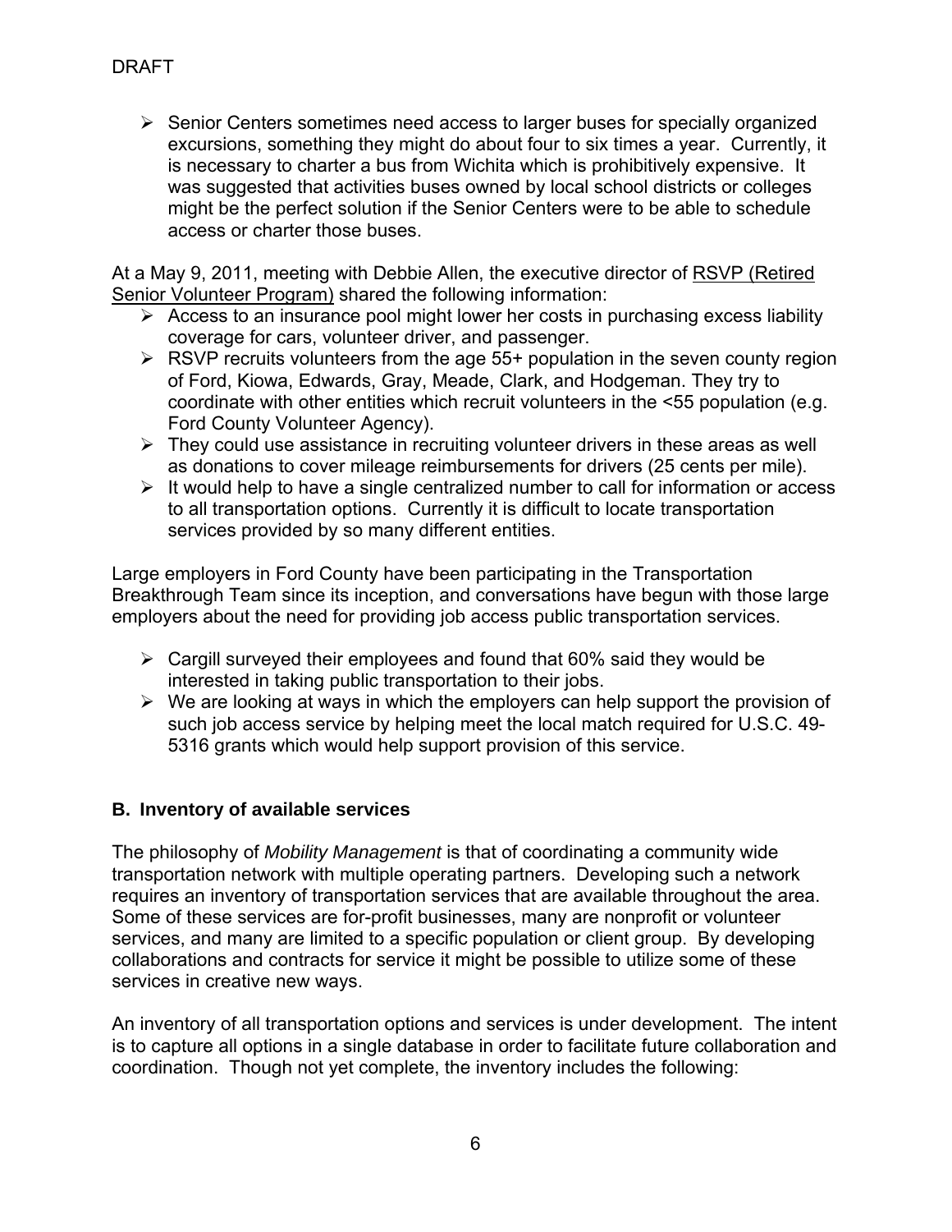- Senior Centers sometimes need access to larger buses for specially organized excursions, something they might do about four to six times a year. Currently, it is necessary to charter a bus from Wichita which is prohibitively expensive. It was suggested that activities buses owned by local school districts or colleges might be the perfect solution if the Senior Centers were to be able to schedule access or charter those buses.

At a May 9, 2011, meeting with Debbie Allen, the executive director of RSVP (Retired Senior Volunteer Program) shared the following information:

- Access to an insurance pool might lower her costs in purchasing excess liability coverage for cars, volunteer driver, and passenger.
- RSVP recruits volunteers from the age 55+ population in the seven county region of Ford, Kiowa, Edwards, Gray, Meade, Clark, and Hodgeman. They try to coordinate with other entities which recruit volunteers in the <55 population (e.g. Ford County Volunteer Agency).
- They could use assistance in recruiting volunteer drivers in these areas as well as donations to cover mileage reimbursements for drivers (25 cents per mile).
- It would help to have a single centralized number to call for information or access to all transportation options. Currently it is difficult to locate transportation services provided by so many different entities.

Large employers in Ford County have been participating in the Transportation Breakthrough Team since its inception, and conversations have begun with those large employers about the need for providing job access public transportation services.

- Cargill surveyed their employees and found that 60% said they would be interested in taking public transportation to their jobs.
- We are looking at ways in which the employers can help support the provision of such job access service by helping meet the local match required for U.S.C. 49-5316 grants which would help support provision of this service.

## B. Inventory of available services

The philosophy of *Mobility Management* is that of coordinating a community wide transportation network with multiple operating partners. Developing such a network requires an inventory of transportation services that are available throughout the area. Some of these services are for-profit businesses, many are nonprofit or volunteer services, and many are limited to a specific population or client group. By developing collaborations and contracts for service it might be possible to utilize some of these services in creative new ways.

An inventory of all transportation options and services is under development. The intent is to capture all options in a single database in order to facilitate future collaboration and coordination. Though not yet complete, the inventory includes the following: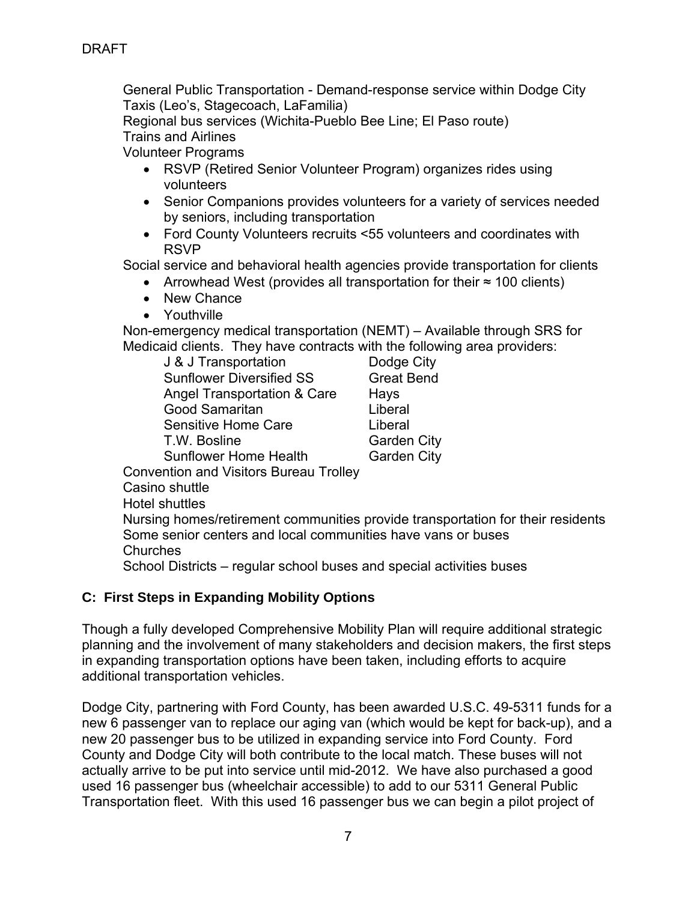DRAFT

General Public Transportation - Demand-response service within Dodge City
Taxis (Leo's, Stagecoach, LaFamilia)
Regional bus services (Wichita-Pueblo Bee Line; El Paso route)
Trains and Airlines
Volunteer Programs

- RSVP (Retired Senior Volunteer Program) organizes rides using volunteers
- Senior Companions provides volunteers for a variety of services needed by seniors, including transportation
- Ford County Volunteers recruits <55 volunteers and coordinates with RSVP

Social service and behavioral health agencies provide transportation for clients

- Arrowhead West (provides all transportation for their ≈ 100 clients)
- New Chance
- Youthville

Non-emergency medical transportation (NEMT) – Available through SRS for Medicaid clients. They have contracts with the following area providers:

| | |
|---|---|
| J & J Transportation | Dodge City |
| Sunflower Diversified SS | Great Bend |
| Angel Transportation & Care | Hays |
| Good Samaritan | Liberal |
| Sensitive Home Care | Liberal |
| T.W. Bosline | Garden City |
| Sunflower Home Health | Garden City |

Convention and Visitors Bureau Trolley
Casino shuttle
Hotel shuttles
Nursing homes/retirement communities provide transportation for their residents
Some senior centers and local communities have vans or buses
Churches
School Districts – regular school buses and special activities buses

## C: First Steps in Expanding Mobility Options

Though a fully developed Comprehensive Mobility Plan will require additional strategic planning and the involvement of many stakeholders and decision makers, the first steps in expanding transportation options have been taken, including efforts to acquire additional transportation vehicles.

Dodge City, partnering with Ford County, has been awarded U.S.C. 49-5311 funds for a new 6 passenger van to replace our aging van (which would be kept for back-up), and a new 20 passenger bus to be utilized in expanding service into Ford County. Ford County and Dodge City will both contribute to the local match. These buses will not actually arrive to be put into service until mid-2012. We have also purchased a good used 16 passenger bus (wheelchair accessible) to add to our 5311 General Public Transportation fleet. With this used 16 passenger bus we can begin a pilot project of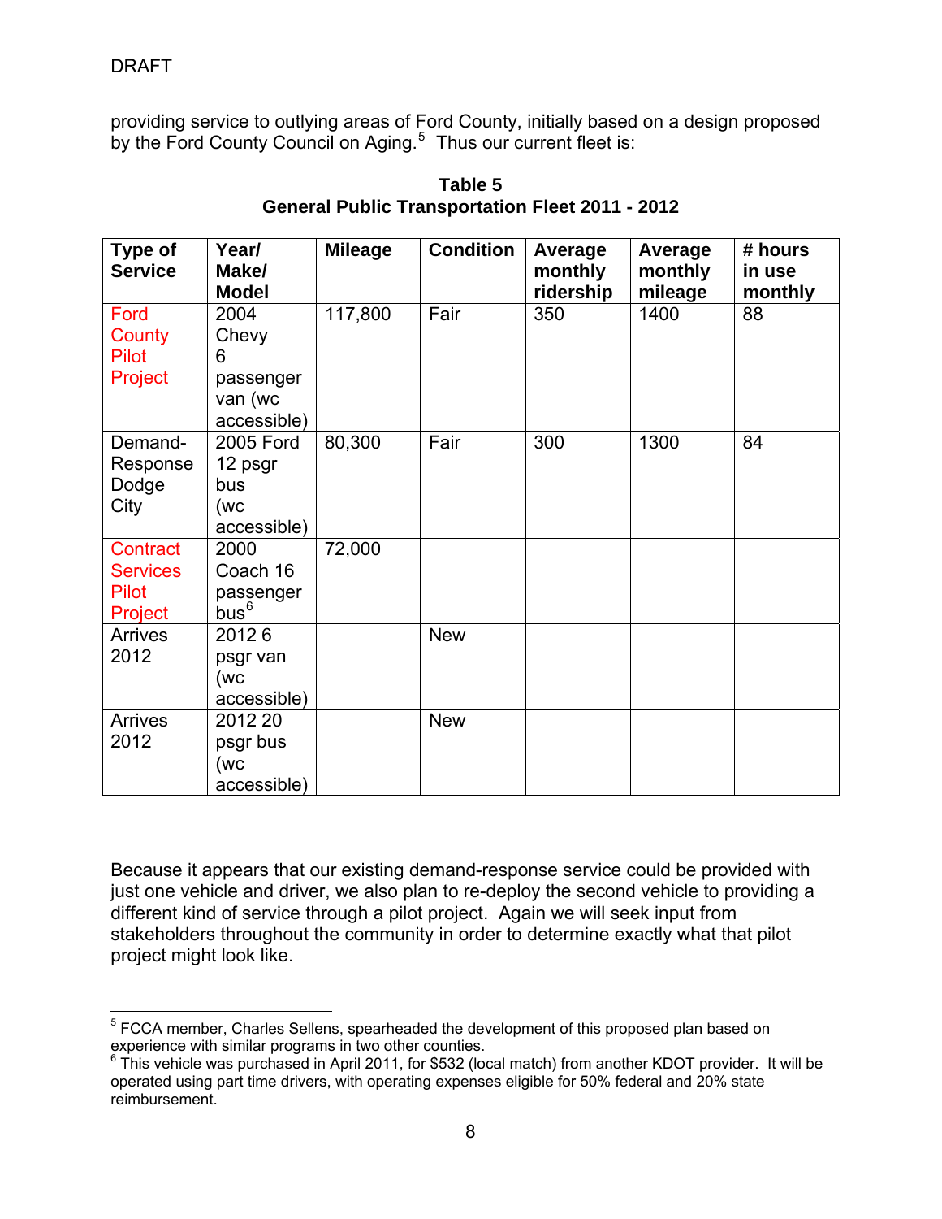providing service to outlying areas of Ford County, initially based on a design proposed by the Ford County Council on Aging.[5] Thus our current fleet is:

**Table 5**
**General Public Transportation Fleet 2011 - 2012**

| Type of Service | Year/ Make/ Model | Mileage | Condition | Average monthly ridership | Average monthly mileage | # hours in use monthly |
|---|---|---|---|---|---|---|
| Ford County Pilot Project | 2004 Chevy 6 passenger van (wc accessible) | 117,800 | Fair | 350 | 1400 | 88 |
| Demand-Response Dodge City | 2005 Ford 12 psgr bus (wc accessible) | 80,300 | Fair | 300 | 1300 | 84 |
| Contract Services Pilot Project | 2000 Coach 16 passenger bus[6] | 72,000 | | | | |
| Arrives 2012 | 2012 6 psgr van (wc accessible) | | New | | | |
| Arrives 2012 | 2012 20 psgr bus (wc accessible) | | New | | | |

Because it appears that our existing demand-response service could be provided with just one vehicle and driver, we also plan to re-deploy the second vehicle to providing a different kind of service through a pilot project. Again we will seek input from stakeholders throughout the community in order to determine exactly what that pilot project might look like.

---

[5] FCCA member, Charles Sellens, spearheaded the development of this proposed plan based on experience with similar programs in two other counties.

[6] This vehicle was purchased in April 2011, for $532 (local match) from another KDOT provider. It will be operated using part time drivers, with operating expenses eligible for 50% federal and 20% state reimbursement.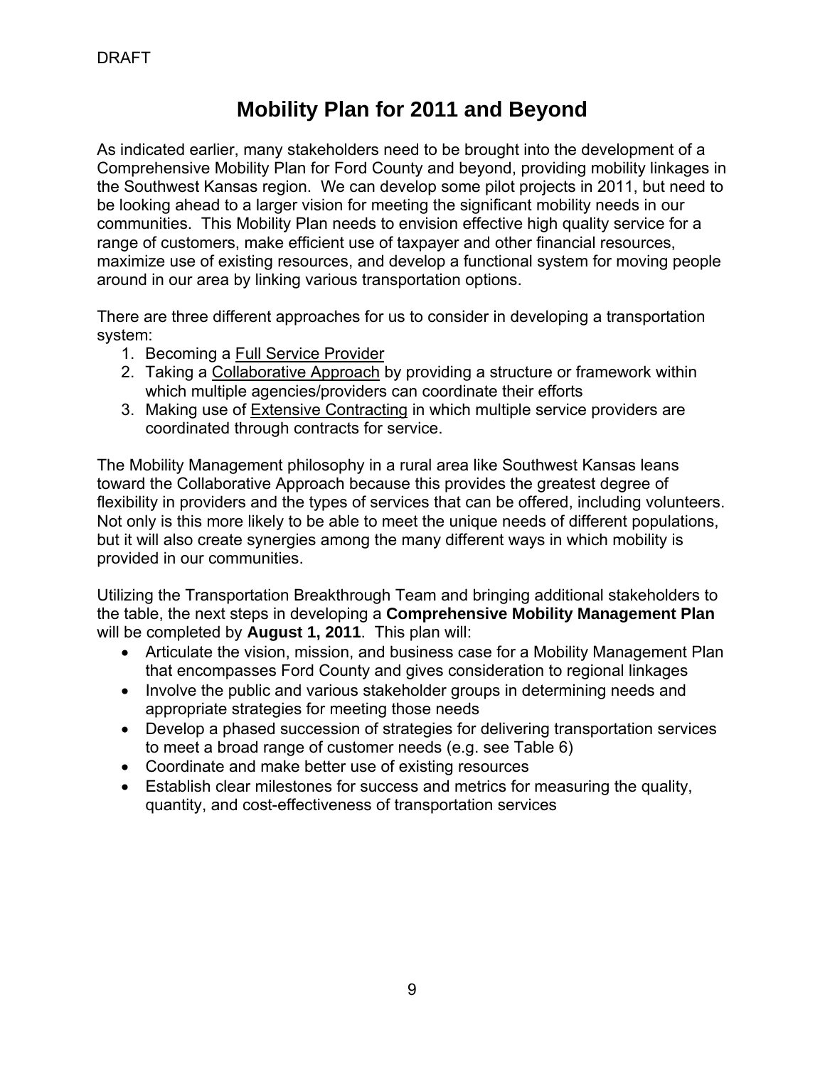DRAFT

# Mobility Plan for 2011 and Beyond

As indicated earlier, many stakeholders need to be brought into the development of a Comprehensive Mobility Plan for Ford County and beyond, providing mobility linkages in the Southwest Kansas region. We can develop some pilot projects in 2011, but need to be looking ahead to a larger vision for meeting the significant mobility needs in our communities. This Mobility Plan needs to envision effective high quality service for a range of customers, make efficient use of taxpayer and other financial resources, maximize use of existing resources, and develop a functional system for moving people around in our area by linking various transportation options.

There are three different approaches for us to consider in developing a transportation system:

1. Becoming a Full Service Provider
2. Taking a Collaborative Approach by providing a structure or framework within which multiple agencies/providers can coordinate their efforts
3. Making use of Extensive Contracting in which multiple service providers are coordinated through contracts for service.

The Mobility Management philosophy in a rural area like Southwest Kansas leans toward the Collaborative Approach because this provides the greatest degree of flexibility in providers and the types of services that can be offered, including volunteers. Not only is this more likely to be able to meet the unique needs of different populations, but it will also create synergies among the many different ways in which mobility is provided in our communities.

Utilizing the Transportation Breakthrough Team and bringing additional stakeholders to the table, the next steps in developing a **Comprehensive Mobility Management Plan** will be completed by **August 1, 2011**. This plan will:

- Articulate the vision, mission, and business case for a Mobility Management Plan that encompasses Ford County and gives consideration to regional linkages
- Involve the public and various stakeholder groups in determining needs and appropriate strategies for meeting those needs
- Develop a phased succession of strategies for delivering transportation services to meet a broad range of customer needs (e.g. see Table 6)
- Coordinate and make better use of existing resources
- Establish clear milestones for success and metrics for measuring the quality, quantity, and cost-effectiveness of transportation services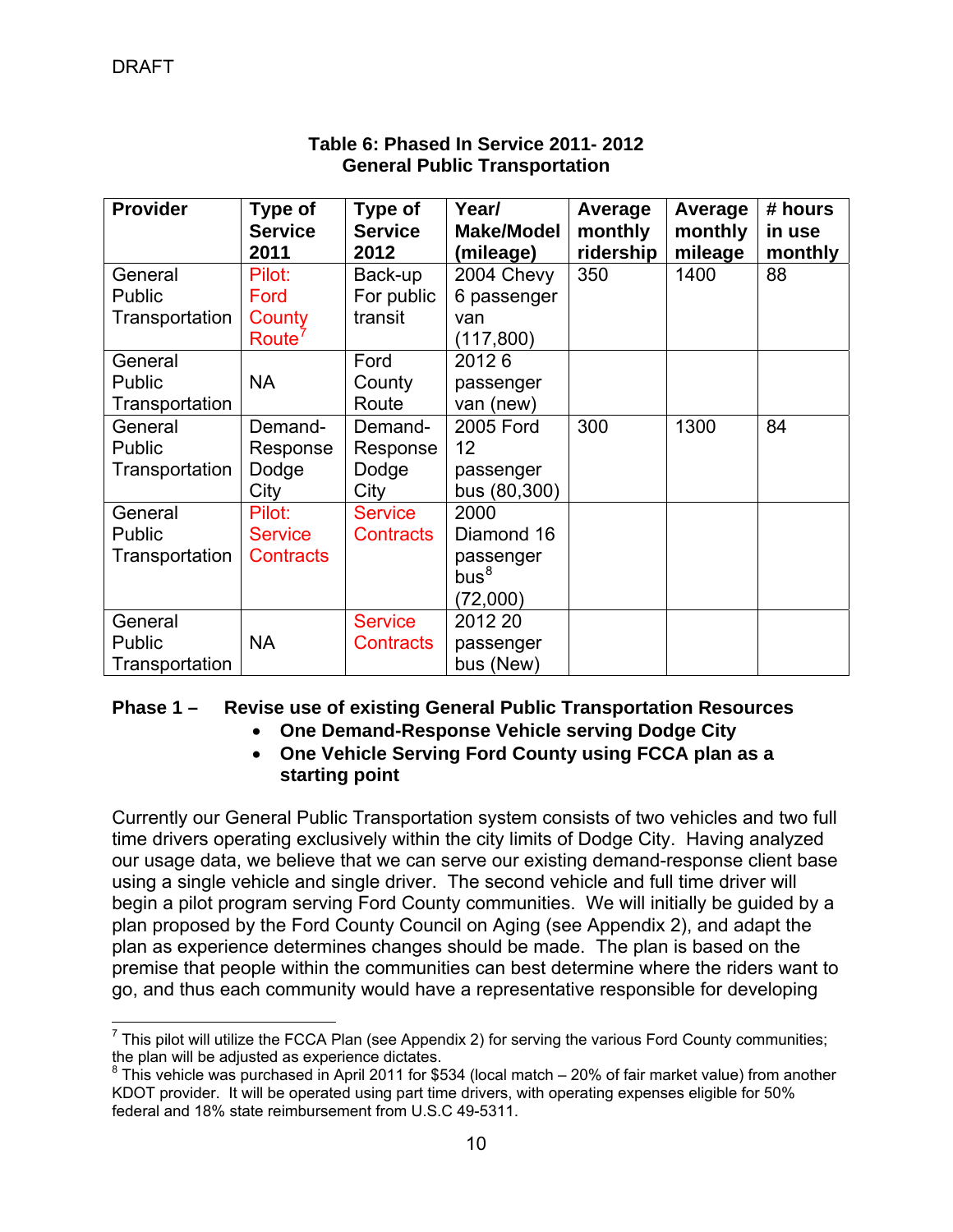DRAFT

**Table 6: Phased In Service 2011- 2012**
**General Public Transportation**

| Provider | Type of Service 2011 | Type of Service 2012 | Year/ Make/Model (mileage) | Average monthly ridership | Average monthly mileage | # hours in use monthly |
|---|---|---|---|---|---|---|
| General Public Transportation | Pilot: Ford County Route[7] | Back-up For public transit | 2004 Chevy 6 passenger van (117,800) | 350 | 1400 | 88 |
| General Public Transportation | NA | Ford County Route | 2012 6 passenger van (new) | | | |
| General Public Transportation | Demand-Response Dodge City | Demand-Response Dodge City | 2005 Ford 12 passenger bus (80,300) | 300 | 1300 | 84 |
| General Public Transportation | Pilot: Service Contracts | Service Contracts | 2000 Diamond 16 passenger bus[8] (72,000) | | | |
| General Public Transportation | NA | Service Contracts | 2012 20 passenger bus (New) | | | |

**Phase 1 – Revise use of existing General Public Transportation Resources**

- **One Demand-Response Vehicle serving Dodge City**
- **One Vehicle Serving Ford County using FCCA plan as a starting point**

Currently our General Public Transportation system consists of two vehicles and two full time drivers operating exclusively within the city limits of Dodge City. Having analyzed our usage data, we believe that we can serve our existing demand-response client base using a single vehicle and single driver. The second vehicle and full time driver will begin a pilot program serving Ford County communities. We will initially be guided by a plan proposed by the Ford County Council on Aging (see Appendix 2), and adapt the plan as experience determines changes should be made. The plan is based on the premise that people within the communities can best determine where the riders want to go, and thus each community would have a representative responsible for developing

---

[7] This pilot will utilize the FCCA Plan (see Appendix 2) for serving the various Ford County communities; the plan will be adjusted as experience dictates.

[8] This vehicle was purchased in April 2011 for $534 (local match – 20% of fair market value) from another KDOT provider. It will be operated using part time drivers, with operating expenses eligible for 50% federal and 18% state reimbursement from U.S.C 49-5311.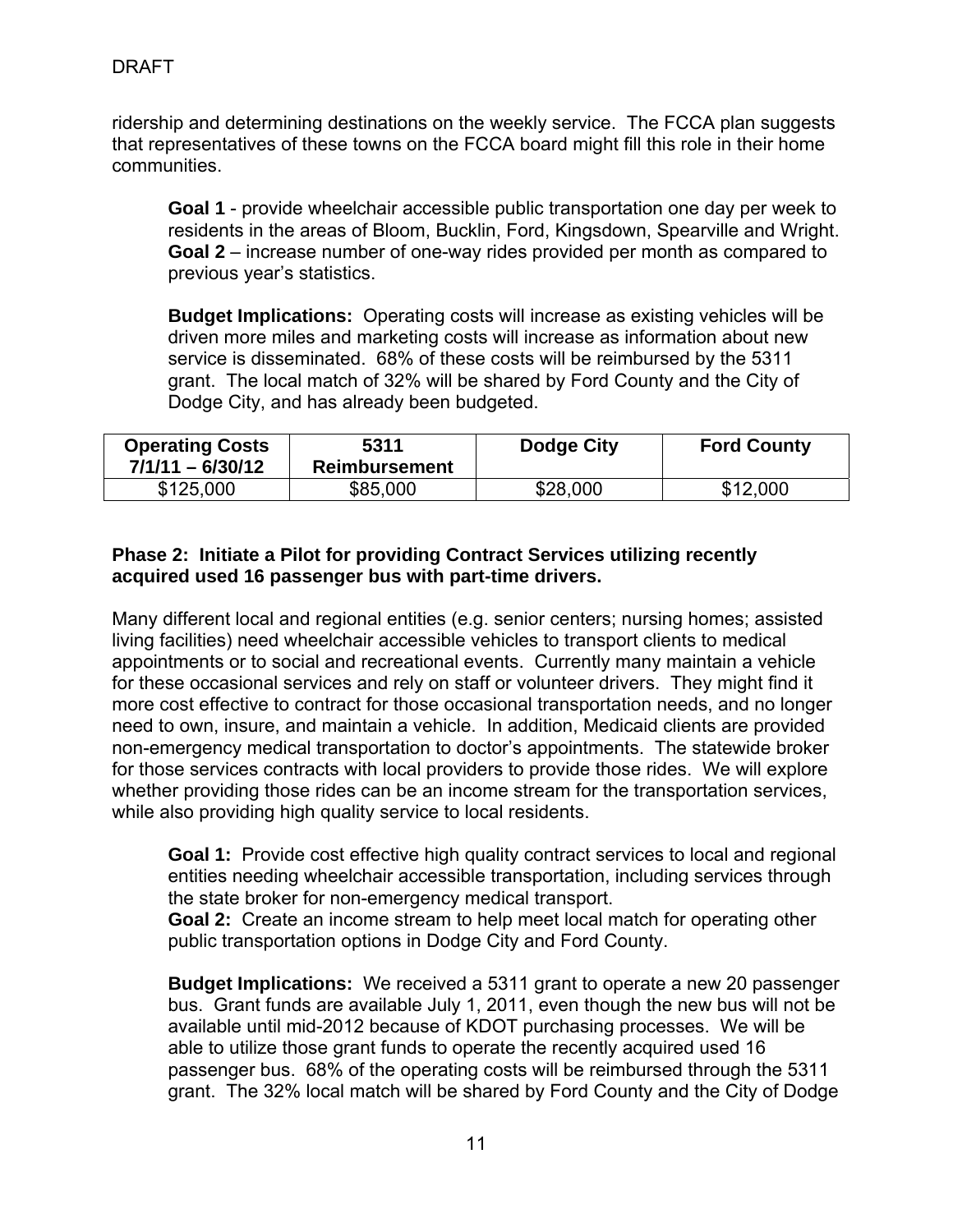ridership and determining destinations on the weekly service. The FCCA plan suggests that representatives of these towns on the FCCA board might fill this role in their home communities.

**Goal 1** - provide wheelchair accessible public transportation one day per week to residents in the areas of Bloom, Bucklin, Ford, Kingsdown, Spearville and Wright.
**Goal 2** – increase number of one-way rides provided per month as compared to previous year's statistics.

**Budget Implications:** Operating costs will increase as existing vehicles will be driven more miles and marketing costs will increase as information about new service is disseminated. 68% of these costs will be reimbursed by the 5311 grant. The local match of 32% will be shared by Ford County and the City of Dodge City, and has already been budgeted.

| Operating Costs 7/1/11 – 6/30/12 | 5311 Reimbursement | Dodge City | Ford County |
|---|---|---|---|
| $125,000 | $85,000 | $28,000 | $12,000 |

**Phase 2: Initiate a Pilot for providing Contract Services utilizing recently acquired used 16 passenger bus with part-time drivers.**

Many different local and regional entities (e.g. senior centers; nursing homes; assisted living facilities) need wheelchair accessible vehicles to transport clients to medical appointments or to social and recreational events. Currently many maintain a vehicle for these occasional services and rely on staff or volunteer drivers. They might find it more cost effective to contract for those occasional transportation needs, and no longer need to own, insure, and maintain a vehicle. In addition, Medicaid clients are provided non-emergency medical transportation to doctor's appointments. The statewide broker for those services contracts with local providers to provide those rides. We will explore whether providing those rides can be an income stream for the transportation services, while also providing high quality service to local residents.

**Goal 1:** Provide cost effective high quality contract services to local and regional entities needing wheelchair accessible transportation, including services through the state broker for non-emergency medical transport.
**Goal 2:** Create an income stream to help meet local match for operating other public transportation options in Dodge City and Ford County.

**Budget Implications:** We received a 5311 grant to operate a new 20 passenger bus. Grant funds are available July 1, 2011, even though the new bus will not be available until mid-2012 because of KDOT purchasing processes. We will be able to utilize those grant funds to operate the recently acquired used 16 passenger bus. 68% of the operating costs will be reimbursed through the 5311 grant. The 32% local match will be shared by Ford County and the City of Dodge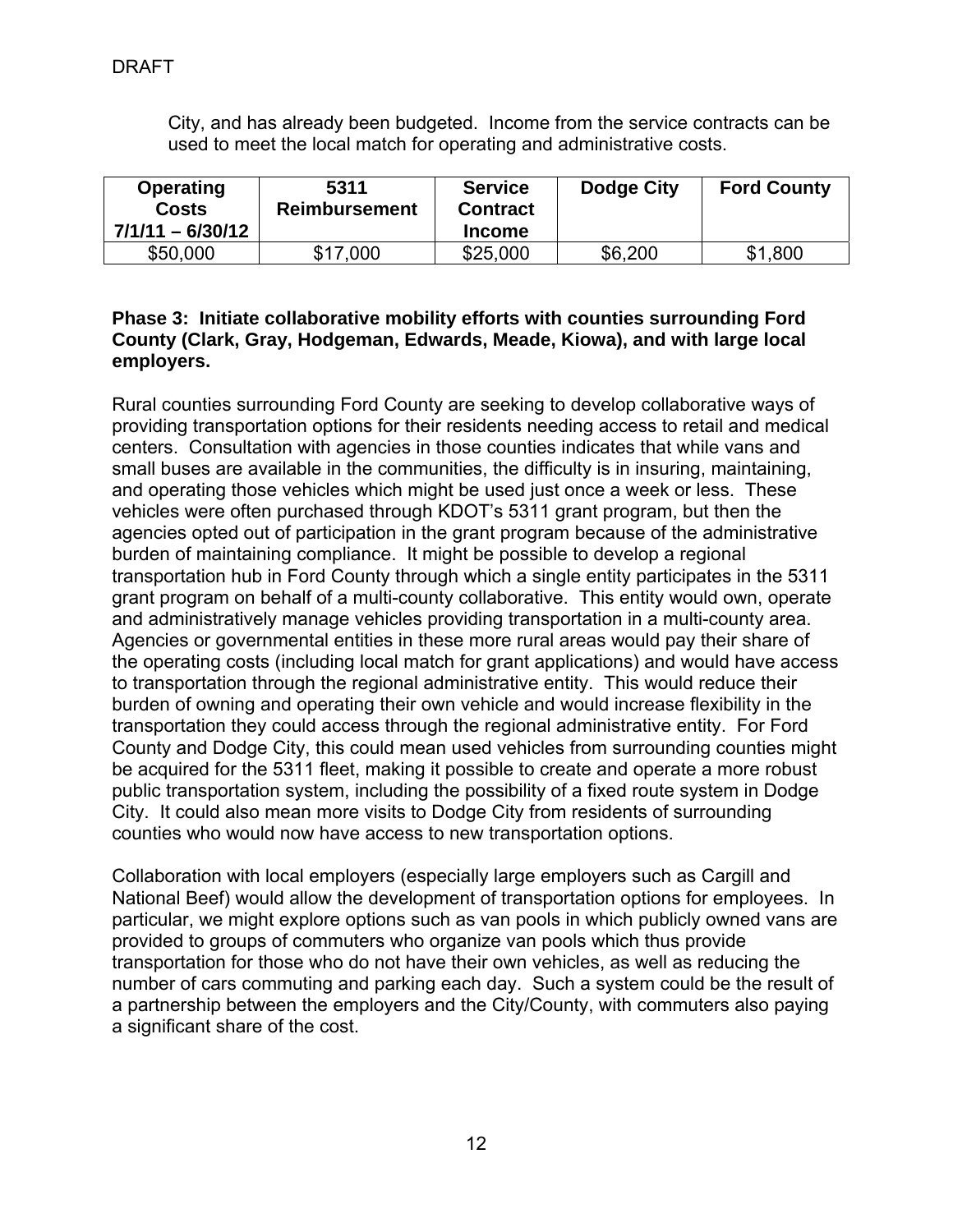DRAFT

City, and has already been budgeted. Income from the service contracts can be used to meet the local match for operating and administrative costs.

| Operating Costs 7/1/11 – 6/30/12 | 5311 Reimbursement | Service Contract Income | Dodge City | Ford County |
|---|---|---|---|---|
| $50,000 | $17,000 | $25,000 | $6,200 | $1,800 |

**Phase 3: Initiate collaborative mobility efforts with counties surrounding Ford County (Clark, Gray, Hodgeman, Edwards, Meade, Kiowa), and with large local employers.**

Rural counties surrounding Ford County are seeking to develop collaborative ways of providing transportation options for their residents needing access to retail and medical centers. Consultation with agencies in those counties indicates that while vans and small buses are available in the communities, the difficulty is in insuring, maintaining, and operating those vehicles which might be used just once a week or less. These vehicles were often purchased through KDOT's 5311 grant program, but then the agencies opted out of participation in the grant program because of the administrative burden of maintaining compliance. It might be possible to develop a regional transportation hub in Ford County through which a single entity participates in the 5311 grant program on behalf of a multi-county collaborative. This entity would own, operate and administratively manage vehicles providing transportation in a multi-county area. Agencies or governmental entities in these more rural areas would pay their share of the operating costs (including local match for grant applications) and would have access to transportation through the regional administrative entity. This would reduce their burden of owning and operating their own vehicle and would increase flexibility in the transportation they could access through the regional administrative entity. For Ford County and Dodge City, this could mean used vehicles from surrounding counties might be acquired for the 5311 fleet, making it possible to create and operate a more robust public transportation system, including the possibility of a fixed route system in Dodge City. It could also mean more visits to Dodge City from residents of surrounding counties who would now have access to new transportation options.

Collaboration with local employers (especially large employers such as Cargill and National Beef) would allow the development of transportation options for employees. In particular, we might explore options such as van pools in which publicly owned vans are provided to groups of commuters who organize van pools which thus provide transportation for those who do not have their own vehicles, as well as reducing the number of cars commuting and parking each day. Such a system could be the result of a partnership between the employers and the City/County, with commuters also paying a significant share of the cost.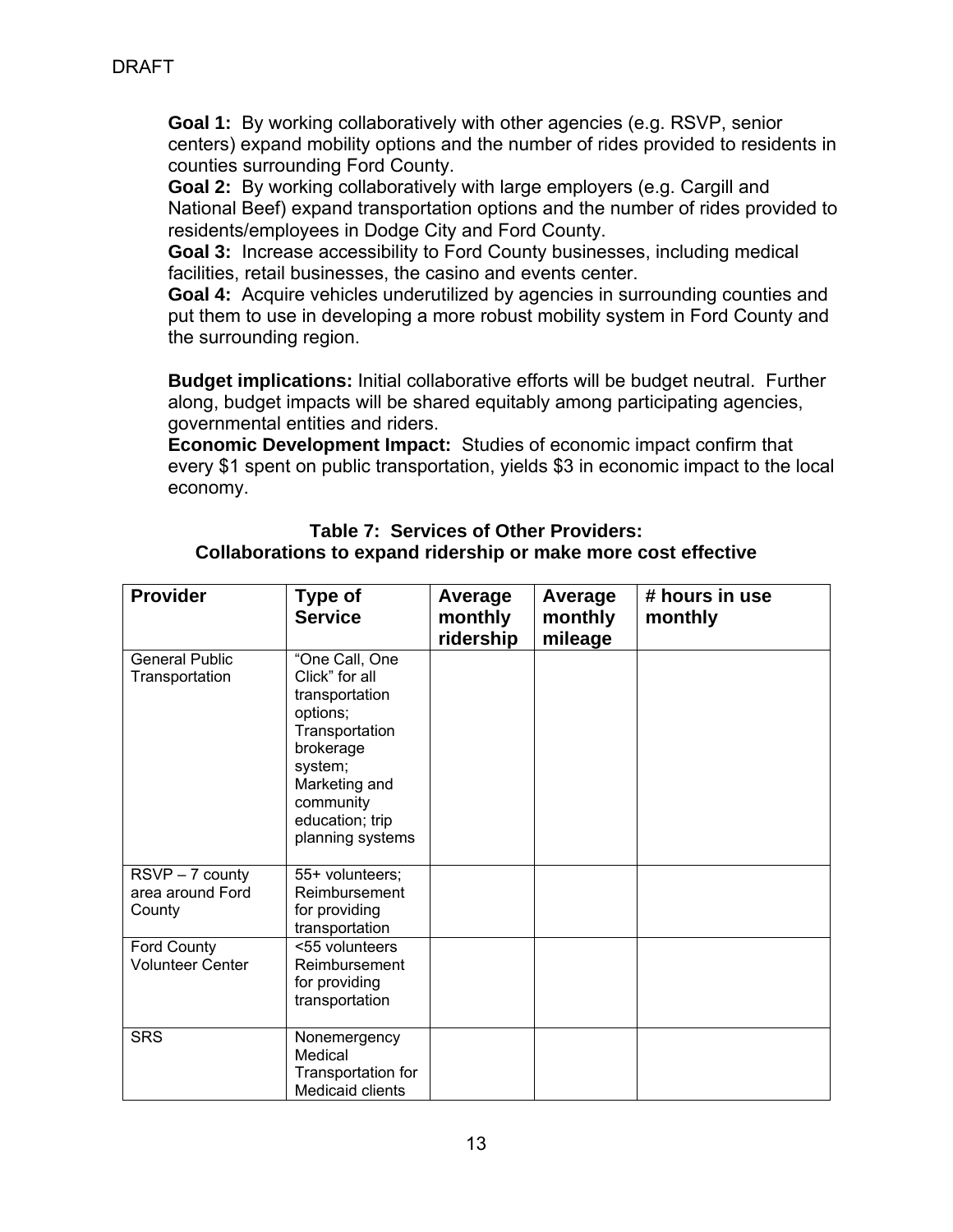DRAFT

**Goal 1:** By working collaboratively with other agencies (e.g. RSVP, senior centers) expand mobility options and the number of rides provided to residents in counties surrounding Ford County.

**Goal 2:** By working collaboratively with large employers (e.g. Cargill and National Beef) expand transportation options and the number of rides provided to residents/employees in Dodge City and Ford County.

**Goal 3:** Increase accessibility to Ford County businesses, including medical facilities, retail businesses, the casino and events center.

**Goal 4:** Acquire vehicles underutilized by agencies in surrounding counties and put them to use in developing a more robust mobility system in Ford County and the surrounding region.

**Budget implications:** Initial collaborative efforts will be budget neutral. Further along, budget impacts will be shared equitably among participating agencies, governmental entities and riders.

**Economic Development Impact:** Studies of economic impact confirm that every $1 spent on public transportation, yields $3 in economic impact to the local economy.

**Table 7: Services of Other Providers:**
**Collaborations to expand ridership or make more cost effective**

| Provider | Type of Service | Average monthly ridership | Average monthly mileage | # hours in use monthly |
|---|---|---|---|---|
| General Public Transportation | "One Call, One Click" for all transportation options; Transportation brokerage system; Marketing and community education; trip planning systems | | | |
| RSVP – 7 county area around Ford County | 55+ volunteers; Reimbursement for providing transportation | | | |
| Ford County Volunteer Center | <55 volunteers Reimbursement for providing transportation | | | |
| SRS | Nonemergency Medical Transportation for Medicaid clients | | | |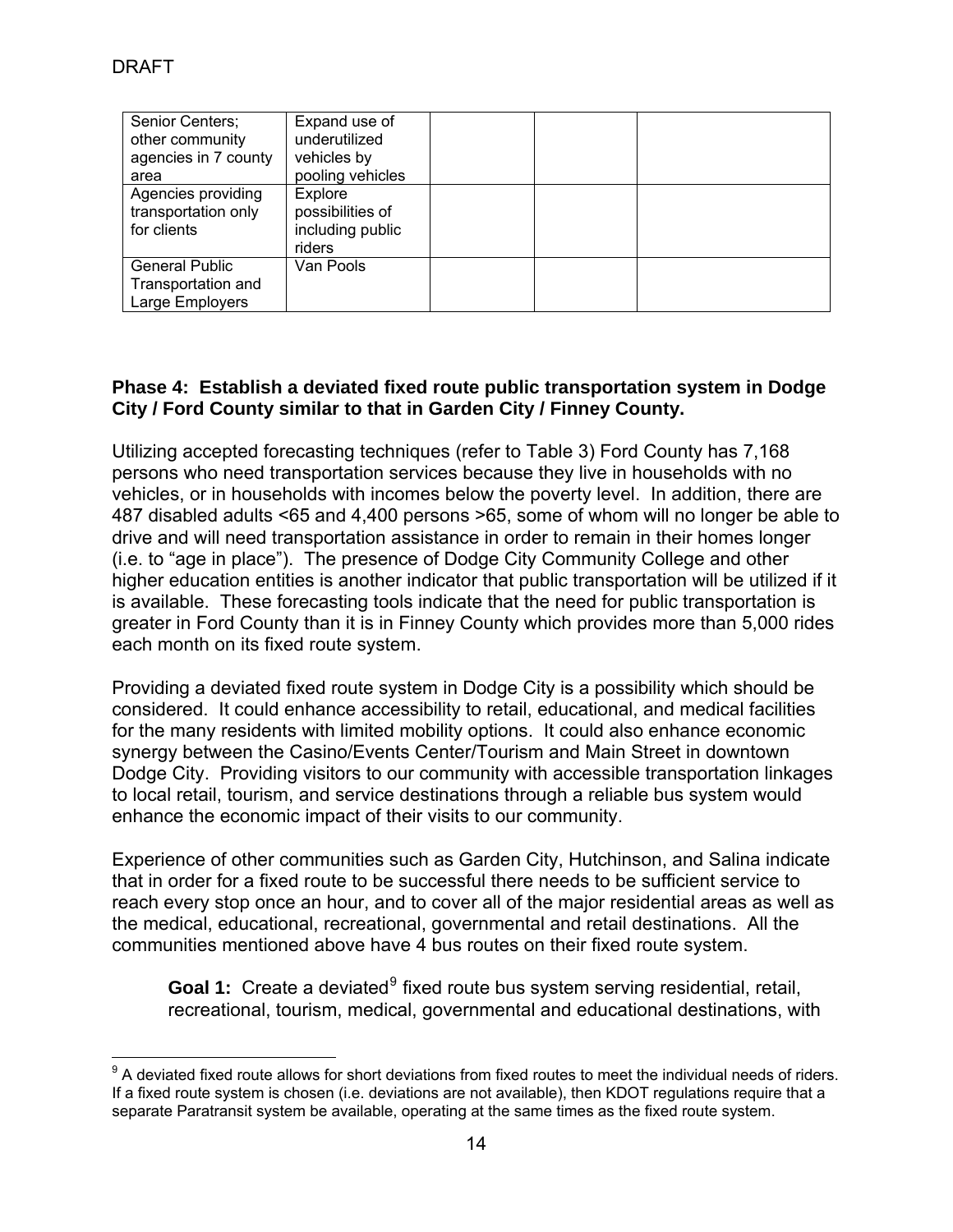DRAFT

| Senior Centers; other community agencies in 7 county area | Expand use of underutilized vehicles by pooling vehicles | | | |
|---|---|---|---|---|
| Agencies providing transportation only for clients | Explore possibilities of including public riders | | | |
| General Public Transportation and Large Employers | Van Pools | | | |

**Phase 4: Establish a deviated fixed route public transportation system in Dodge City / Ford County similar to that in Garden City / Finney County.**

Utilizing accepted forecasting techniques (refer to Table 3) Ford County has 7,168 persons who need transportation services because they live in households with no vehicles, or in households with incomes below the poverty level. In addition, there are 487 disabled adults <65 and 4,400 persons >65, some of whom will no longer be able to drive and will need transportation assistance in order to remain in their homes longer (i.e. to "age in place"). The presence of Dodge City Community College and other higher education entities is another indicator that public transportation will be utilized if it is available. These forecasting tools indicate that the need for public transportation is greater in Ford County than it is in Finney County which provides more than 5,000 rides each month on its fixed route system.

Providing a deviated fixed route system in Dodge City is a possibility which should be considered. It could enhance accessibility to retail, educational, and medical facilities for the many residents with limited mobility options. It could also enhance economic synergy between the Casino/Events Center/Tourism and Main Street in downtown Dodge City. Providing visitors to our community with accessible transportation linkages to local retail, tourism, and service destinations through a reliable bus system would enhance the economic impact of their visits to our community.

Experience of other communities such as Garden City, Hutchinson, and Salina indicate that in order for a fixed route to be successful there needs to be sufficient service to reach every stop once an hour, and to cover all of the major residential areas as well as the medical, educational, recreational, governmental and retail destinations. All the communities mentioned above have 4 bus routes on their fixed route system.

**Goal 1:** Create a deviated[9] fixed route bus system serving residential, retail, recreational, tourism, medical, governmental and educational destinations, with

[9] A deviated fixed route allows for short deviations from fixed routes to meet the individual needs of riders. If a fixed route system is chosen (i.e. deviations are not available), then KDOT regulations require that a separate Paratransit system be available, operating at the same times as the fixed route system.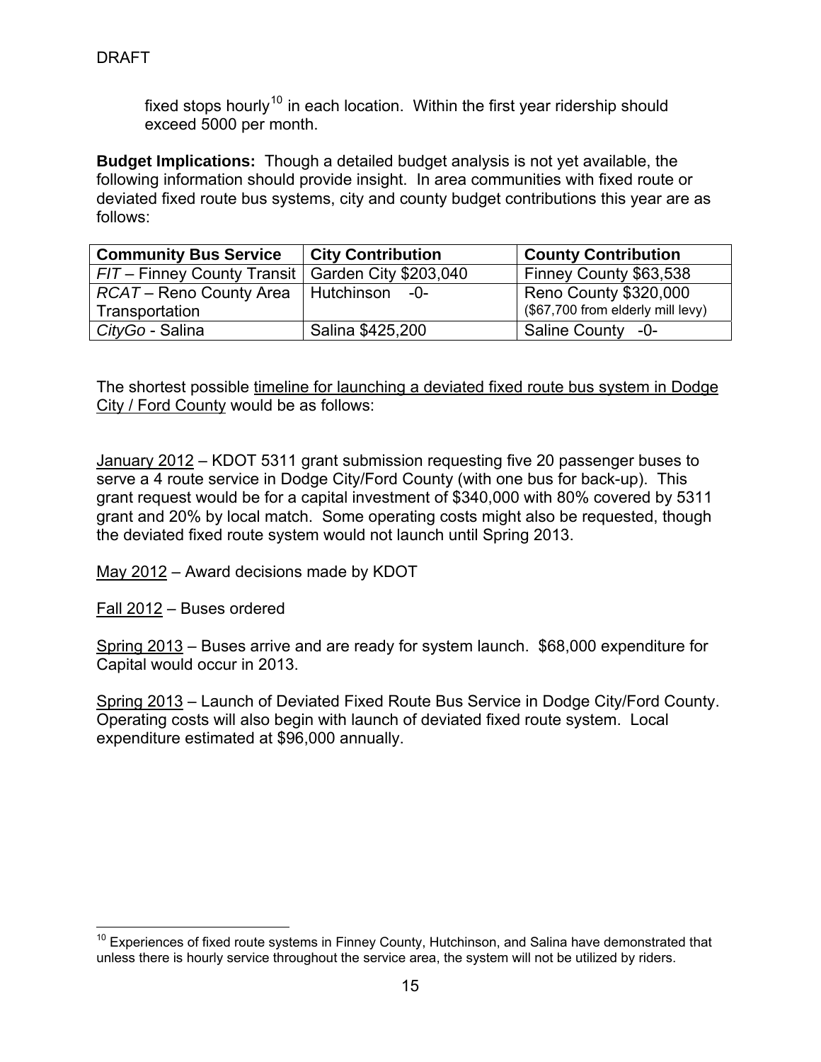DRAFT

fixed stops hourly[10] in each location. Within the first year ridership should exceed 5000 per month.

**Budget Implications:** Though a detailed budget analysis is not yet available, the following information should provide insight. In area communities with fixed route or deviated fixed route bus systems, city and county budget contributions this year are as follows:

| Community Bus Service | City Contribution | County Contribution |
|---|---|---|
| *FIT* – Finney County Transit | Garden City $203,040 | Finney County $63,538 |
| *RCAT* – Reno County Area Transportation | Hutchinson -0- | Reno County $320,000 ($67,700 from elderly mill levy) |
| *CityGo* - Salina | Salina $425,200 | Saline County -0- |

The shortest possible timeline for launching a deviated fixed route bus system in Dodge City / Ford County would be as follows:

January 2012 – KDOT 5311 grant submission requesting five 20 passenger buses to serve a 4 route service in Dodge City/Ford County (with one bus for back-up). This grant request would be for a capital investment of $340,000 with 80% covered by 5311 grant and 20% by local match. Some operating costs might also be requested, though the deviated fixed route system would not launch until Spring 2013.

May 2012 – Award decisions made by KDOT

Fall 2012 – Buses ordered

Spring 2013 – Buses arrive and are ready for system launch. $68,000 expenditure for Capital would occur in 2013.

Spring 2013 – Launch of Deviated Fixed Route Bus Service in Dodge City/Ford County. Operating costs will also begin with launch of deviated fixed route system. Local expenditure estimated at $96,000 annually.

[10] Experiences of fixed route systems in Finney County, Hutchinson, and Salina have demonstrated that unless there is hourly service throughout the service area, the system will not be utilized by riders.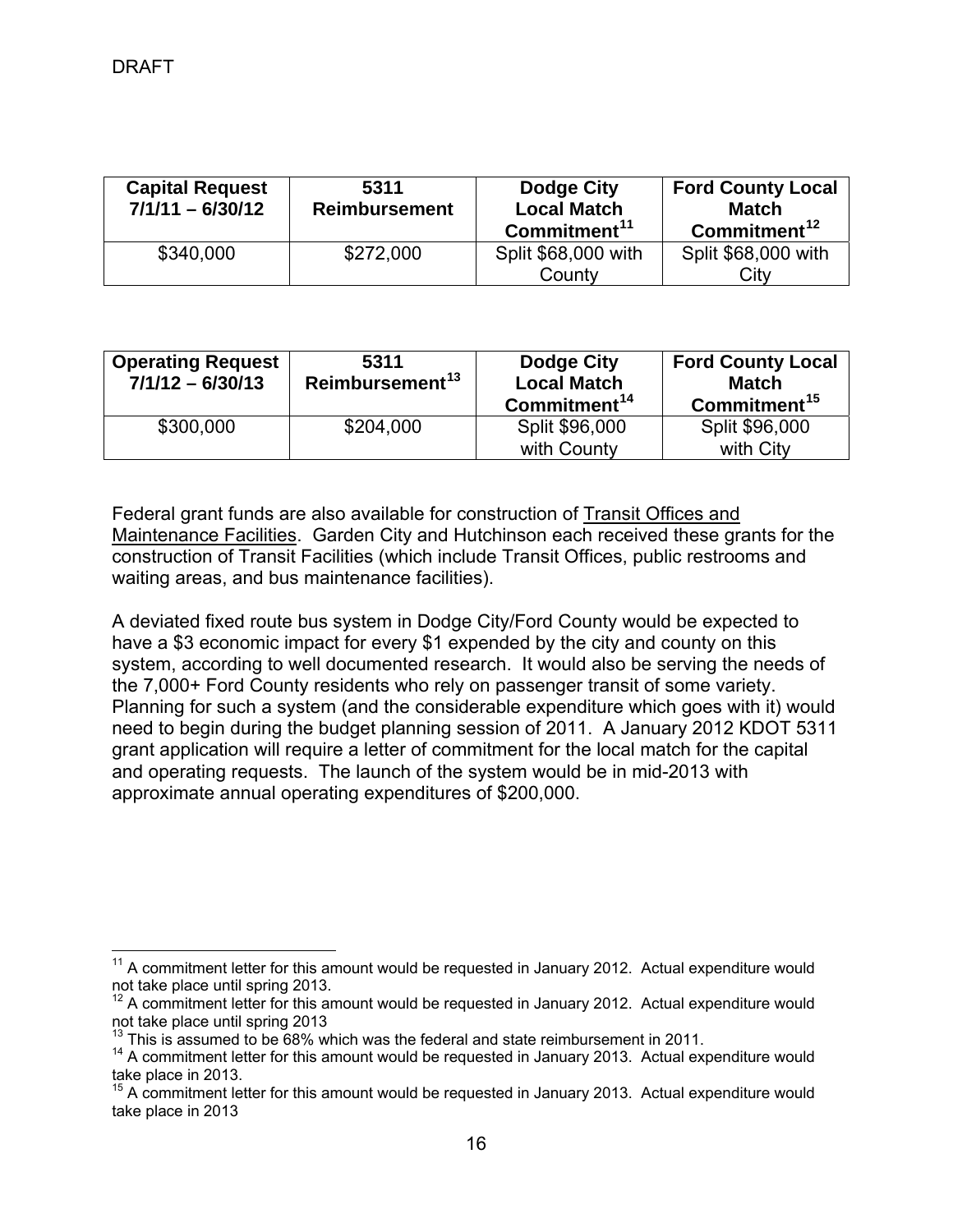DRAFT

| Capital Request 7/1/11 – 6/30/12 | 5311 Reimbursement | Dodge City Local Match Commitment[11] | Ford County Local Match Commitment[12] |
|---|---|---|---|
| $340,000 | $272,000 | Split $68,000 with County | Split $68,000 with City |

| Operating Request 7/1/12 – 6/30/13 | 5311 Reimbursement[13] | Dodge City Local Match Commitment[14] | Ford County Local Match Commitment[15] |
|---|---|---|---|
| $300,000 | $204,000 | Split $96,000 with County | Split $96,000 with City |

Federal grant funds are also available for construction of Transit Offices and Maintenance Facilities. Garden City and Hutchinson each received these grants for the construction of Transit Facilities (which include Transit Offices, public restrooms and waiting areas, and bus maintenance facilities).

A deviated fixed route bus system in Dodge City/Ford County would be expected to have a $3 economic impact for every $1 expended by the city and county on this system, according to well documented research. It would also be serving the needs of the 7,000+ Ford County residents who rely on passenger transit of some variety. Planning for such a system (and the considerable expenditure which goes with it) would need to begin during the budget planning session of 2011. A January 2012 KDOT 5311 grant application will require a letter of commitment for the local match for the capital and operating requests. The launch of the system would be in mid-2013 with approximate annual operating expenditures of $200,000.

[11] A commitment letter for this amount would be requested in January 2012. Actual expenditure would not take place until spring 2013.

[12] A commitment letter for this amount would be requested in January 2012. Actual expenditure would not take place until spring 2013

[13] This is assumed to be 68% which was the federal and state reimbursement in 2011.

[14] A commitment letter for this amount would be requested in January 2013. Actual expenditure would take place in 2013.

[15] A commitment letter for this amount would be requested in January 2013. Actual expenditure would take place in 2013